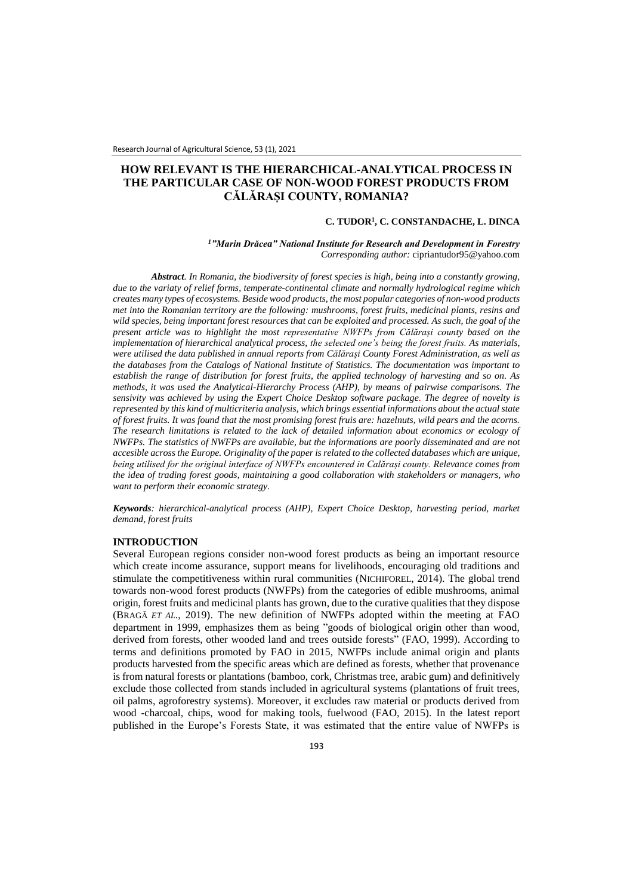# HOW RELEVANT IS THE HIERARCHICAL-ANALYTICAL PROCESS IN THE PARTICULAR CASE OF NON-WOOD FOREST PRODUCTS FROM CĂLĂRAȘI COUNTY, ROMANIA?

**C. TUDOR[1], C. CONSTANDACHE, L. DINCA**

*[1]"Marin Drăcea" National Institute for Research and Development in Forestry*
*Corresponding author:* cipriantudor95@yahoo.com

***Abstract****. In Romania, the biodiversity of forest species is high, being into a constantly growing, due to the variaty of relief forms, temperate-continental climate and normally hydrological regime which creates many types of ecosystems. Beside wood products, the most popular categories of non-wood products met into the Romanian territory are the following: mushrooms, forest fruits, medicinal plants, resins and wild species, being important forest resources that can be exploited and processed. As such, the goal of the present article was to highlight the most representative NWFPs from Călărași county based on the implementation of hierarchical analytical process, the selected one's being the forest fruits. As materials, were utilised the data published in annual reports from Călărași County Forest Administration, as well as the databases from the Catalogs of National Institute of Statistics. The documentation was important to establish the range of distribution for forest fruits, the applied technology of harvesting and so on. As methods, it was used the Analytical-Hierarchy Process (AHP), by means of pairwise comparisons. The sensivity was achieved by using the Expert Choice Desktop software package. The degree of novelty is represented by this kind of multicriteria analysis, which brings essential informations about the actual state of forest fruits. It was found that the most promising forest fruis are: hazelnuts, wild pears and the acorns. The research limitations is related to the lack of detailed information about economics or ecology of NWFPs. The statistics of NWFPs are available, but the informations are poorly disseminated and are not accesible across the Europe. Originality of the paper is related to the collected databases which are unique, being utilised for the original interface of NWFPs encountered in Călărași county. Relevance comes from the idea of trading forest goods, maintaining a good collaboration with stakeholders or managers, who want to perform their economic strategy.*

***Keywords****: hierarchical-analytical process (AHP), Expert Choice Desktop, harvesting period, market demand, forest fruits*

## INTRODUCTION

Several European regions consider non-wood forest products as being an important resource which create income assurance, support means for livelihoods, encouraging old traditions and stimulate the competitiveness within rural communities (NICHIFOREL, 2014). The global trend towards non-wood forest products (NWFPs) from the categories of edible mushrooms, animal origin, forest fruits and medicinal plants has grown, due to the curative qualities that they dispose (BRAGĂ *ET AL*., 2019). The new definition of NWFPs adopted within the meeting at FAO department in 1999, emphasizes them as being "goods of biological origin other than wood, derived from forests, other wooded land and trees outside forests" (FAO, 1999). According to terms and definitions promoted by FAO in 2015, NWFPs include animal origin and plants products harvested from the specific areas which are defined as forests, whether that provenance is from natural forests or plantations (bamboo, cork, Christmas tree, arabic gum) and definitively exclude those collected from stands included in agricultural systems (plantations of fruit trees, oil palms, agroforestry systems). Moreover, it excludes raw material or products derived from wood -charcoal, chips, wood for making tools, fuelwood (FAO, 2015). In the latest report published in the Europe's Forests State, it was estimated that the entire value of NWFPs is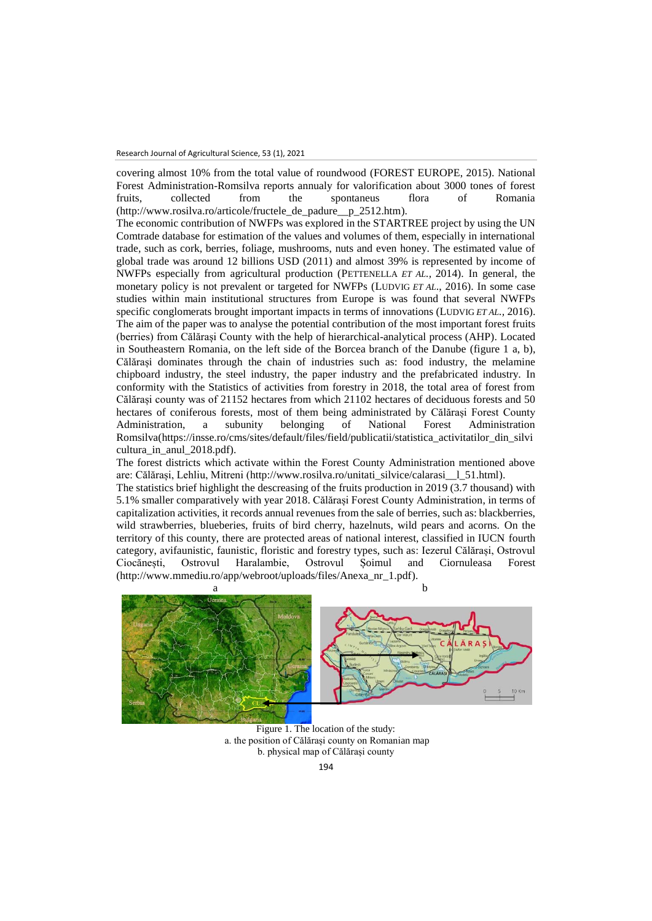covering almost 10% from the total value of roundwood (FOREST EUROPE, 2015). National Forest Administration-Romsilva reports annualy for valorification about 3000 tones of forest fruits, collected from the spontaneus flora of Romania (http://www.rosilva.ro/articole/fructele_de_padure__p_2512.htm).

The economic contribution of NWFPs was explored in the STARTREE project by using the UN Comtrade database for estimation of the values and volumes of them, especially in international trade, such as cork, berries, foliage, mushrooms, nuts and even honey. The estimated value of global trade was around 12 billions USD (2011) and almost 39% is represented by income of NWFPs especially from agricultural production (PETTENELLA *ET AL.*, 2014). In general, the monetary policy is not prevalent or targeted for NWFPs (LUDVIG *ET AL.*, 2016). In some case studies within main institutional structures from Europe is was found that several NWFPs specific conglomerats brought important impacts in terms of innovations (LUDVIG *ET AL.*, 2016).

The aim of the paper was to analyse the potential contribution of the most important forest fruits (berries) from Călărași County with the help of hierarchical-analytical process (AHP). Located in Southeastern Romania, on the left side of the Borcea branch of the Danube (figure 1 a, b), Călărași dominates through the chain of industries such as: food industry, the melamine chipboard industry, the steel industry, the paper industry and the prefabricated industry. In conformity with the Statistics of activities from forestry in 2018, the total area of forest from Călărași county was of 21152 hectares from which 21102 hectares of deciduous forests and 50 hectares of coniferous forests, most of them being administrated by Călărași Forest County Administration, a subunity belonging of National Forest Administration Romsilva(https://insse.ro/cms/sites/default/files/field/publicatii/statistica_activitatilor_din_silvicultura_in_anul_2018.pdf).

The forest districts which activate within the Forest County Administration mentioned above are: Călărași, Lehliu, Mitreni (http://www.rosilva.ro/unitati_silvice/calarasi__l_51.html).

The statistics brief highlight the descreasing of the fruits production in 2019 (3.7 thousand) with 5.1% smaller comparatively with year 2018. Călărași Forest County Administration, in terms of capitalization activities, it records annual revenues from the sale of berries, such as: blackberries, wild strawberries, blueberies, fruits of bird cherry, hazelnuts, wild pears and acorns. On the territory of this county, there are protected areas of national interest, classified in IUCN fourth category, avifaunistic, faunistic, floristic and forestry types, such as: Iezerul Călărași, Ostrovul Ciocănești, Ostrovul Haralambie, Ostrovul Șoimul and Ciornuleasa Forest (http://www.mmediu.ro/app/webroot/uploads/files/Anexa_nr_1.pdf).

Figure 1. The location of the study:
a. the position of Călărași county on Romanian map
b. physical map of Călărași county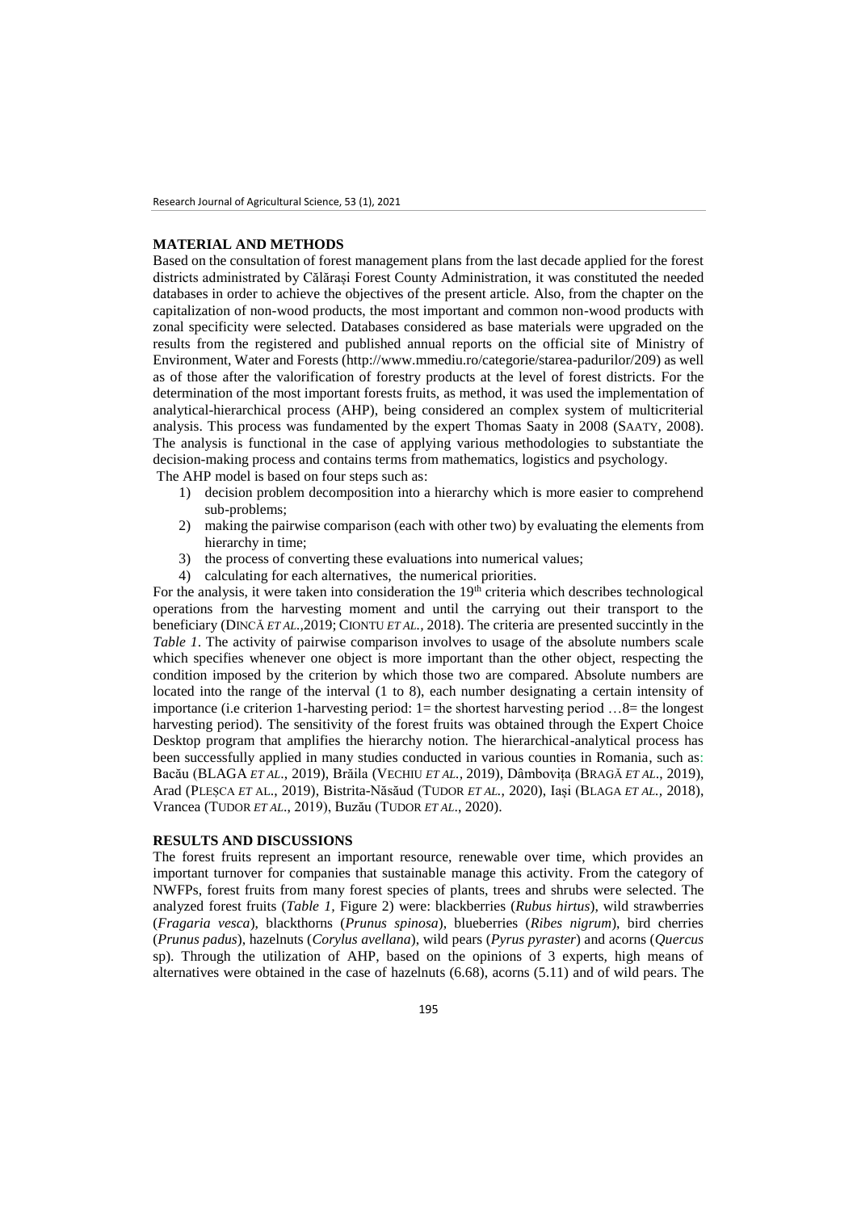## MATERIAL AND METHODS

Based on the consultation of forest management plans from the last decade applied for the forest districts administrated by Călărași Forest County Administration, it was constituted the needed databases in order to achieve the objectives of the present article. Also, from the chapter on the capitalization of non-wood products, the most important and common non-wood products with zonal specificity were selected. Databases considered as base materials were upgraded on the results from the registered and published annual reports on the official site of Ministry of Environment, Water and Forests (http://www.mmediu.ro/categorie/starea-padurilor/209) as well as of those after the valorification of forestry products at the level of forest districts. For the determination of the most important forests fruits, as method, it was used the implementation of analytical-hierarchical process (AHP), being considered an complex system of multicriterial analysis. This process was fundamented by the expert Thomas Saaty in 2008 (SAATY, 2008). The analysis is functional in the case of applying various methodologies to substantiate the decision-making process and contains terms from mathematics, logistics and psychology.

The AHP model is based on four steps such as:

1) decision problem decomposition into a hierarchy which is more easier to comprehend sub-problems;
2) making the pairwise comparison (each with other two) by evaluating the elements from hierarchy in time;
3) the process of converting these evaluations into numerical values;
4) calculating for each alternatives, the numerical priorities.

For the analysis, it were taken into consideration the 19[th] criteria which describes technological operations from the harvesting moment and until the carrying out their transport to the beneficiary (DINCĂ *ET AL.*,2019; CIONTU *ET AL.*, 2018). The criteria are presented succintly in the *Table 1*. The activity of pairwise comparison involves to usage of the absolute numbers scale which specifies whenever one object is more important than the other object, respecting the condition imposed by the criterion by which those two are compared. Absolute numbers are located into the range of the interval (1 to 8), each number designating a certain intensity of importance (i.e criterion 1-harvesting period: 1= the shortest harvesting period …8= the longest harvesting period). The sensitivity of the forest fruits was obtained through the Expert Choice Desktop program that amplifies the hierarchy notion. The hierarchical-analytical process has been successfully applied in many studies conducted in various counties in Romania, such as: Bacău (BLAGA *ET AL.*, 2019), Brăila (VECHIU *ET AL.*, 2019), Dâmbovița (BRAGĂ *ET AL.*, 2019), Arad (PLEȘCA *ET* AL., 2019), Bistrita-Năsăud (TUDOR *ET AL.*, 2020), Iași (BLAGA *ET AL.*, 2018), Vrancea (TUDOR *ET AL.*, 2019), Buzău (TUDOR *ET AL.*, 2020).

## RESULTS AND DISCUSSIONS

The forest fruits represent an important resource, renewable over time, which provides an important turnover for companies that sustainable manage this activity. From the category of NWFPs, forest fruits from many forest species of plants, trees and shrubs were selected. The analyzed forest fruits (*Table 1*, Figure 2) were: blackberries (*Rubus hirtus*), wild strawberries (*Fragaria vesca*), blackthorns (*Prunus spinosa*), blueberries (*Ribes nigrum*), bird cherries (*Prunus padus*), hazelnuts (*Corylus avellana*), wild pears (*Pyrus pyraster*) and acorns (*Quercus* sp). Through the utilization of AHP, based on the opinions of 3 experts, high means of alternatives were obtained in the case of hazelnuts (6.68), acorns (5.11) and of wild pears. The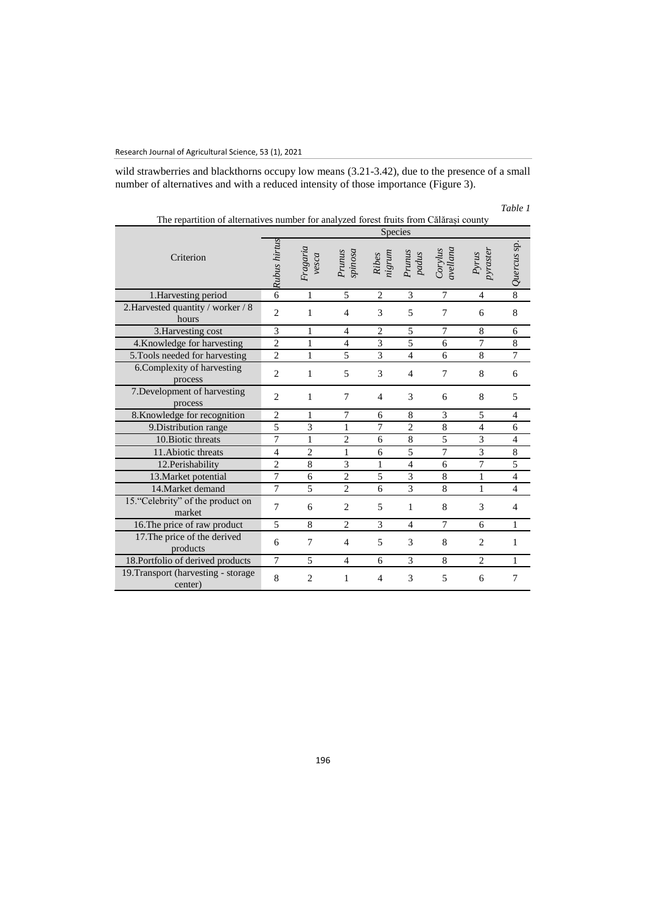wild strawberries and blackthorns occupy low means (3.21-3.42), due to the presence of a small number of alternatives and with a reduced intensity of those importance (Figure 3).

*Table 1*

The repartition of alternatives number for analyzed forest fruits from Călărași county

| Criterion | Species | | | | | | | |
|---|---|---|---|---|---|---|---|---|
| | *Rubus hirtus* | *Fragaria vesca* | *Prunus spinosa* | *Ribes nigrum* | *Prunus padus* | *Corylus avellana* | *Pyrus pyraster* | *Quercus* sp. |
| 1.Harvesting period | 6 | 1 | 5 | 2 | 3 | 7 | 4 | 8 |
| 2.Harvested quantity / worker / 8 hours | 2 | 1 | 4 | 3 | 5 | 7 | 6 | 8 |
| 3.Harvesting cost | 3 | 1 | 4 | 2 | 5 | 7 | 8 | 6 |
| 4.Knowledge for harvesting | 2 | 1 | 4 | 3 | 5 | 6 | 7 | 8 |
| 5.Tools needed for harvesting | 2 | 1 | 5 | 3 | 4 | 6 | 8 | 7 |
| 6.Complexity of harvesting process | 2 | 1 | 5 | 3 | 4 | 7 | 8 | 6 |
| 7.Development of harvesting process | 2 | 1 | 7 | 4 | 3 | 6 | 8 | 5 |
| 8.Knowledge for recognition | 2 | 1 | 7 | 6 | 8 | 3 | 5 | 4 |
| 9.Distribution range | 5 | 3 | 1 | 7 | 2 | 8 | 4 | 6 |
| 10.Biotic threats | 7 | 1 | 2 | 6 | 8 | 5 | 3 | 4 |
| 11.Abiotic threats | 4 | 2 | 1 | 6 | 5 | 7 | 3 | 8 |
| 12.Perishability | 2 | 8 | 3 | 1 | 4 | 6 | 7 | 5 |
| 13.Market potential | 7 | 6 | 2 | 5 | 3 | 8 | 1 | 4 |
| 14.Market demand | 7 | 5 | 2 | 6 | 3 | 8 | 1 | 4 |
| 15."Celebrity" of the product on market | 7 | 6 | 2 | 5 | 1 | 8 | 3 | 4 |
| 16.The price of raw product | 5 | 8 | 2 | 3 | 4 | 7 | 6 | 1 |
| 17.The price of the derived products | 6 | 7 | 4 | 5 | 3 | 8 | 2 | 1 |
| 18.Portfolio of derived products | 7 | 5 | 4 | 6 | 3 | 8 | 2 | 1 |
| 19.Transport (harvesting - storage center) | 8 | 2 | 1 | 4 | 3 | 5 | 6 | 7 |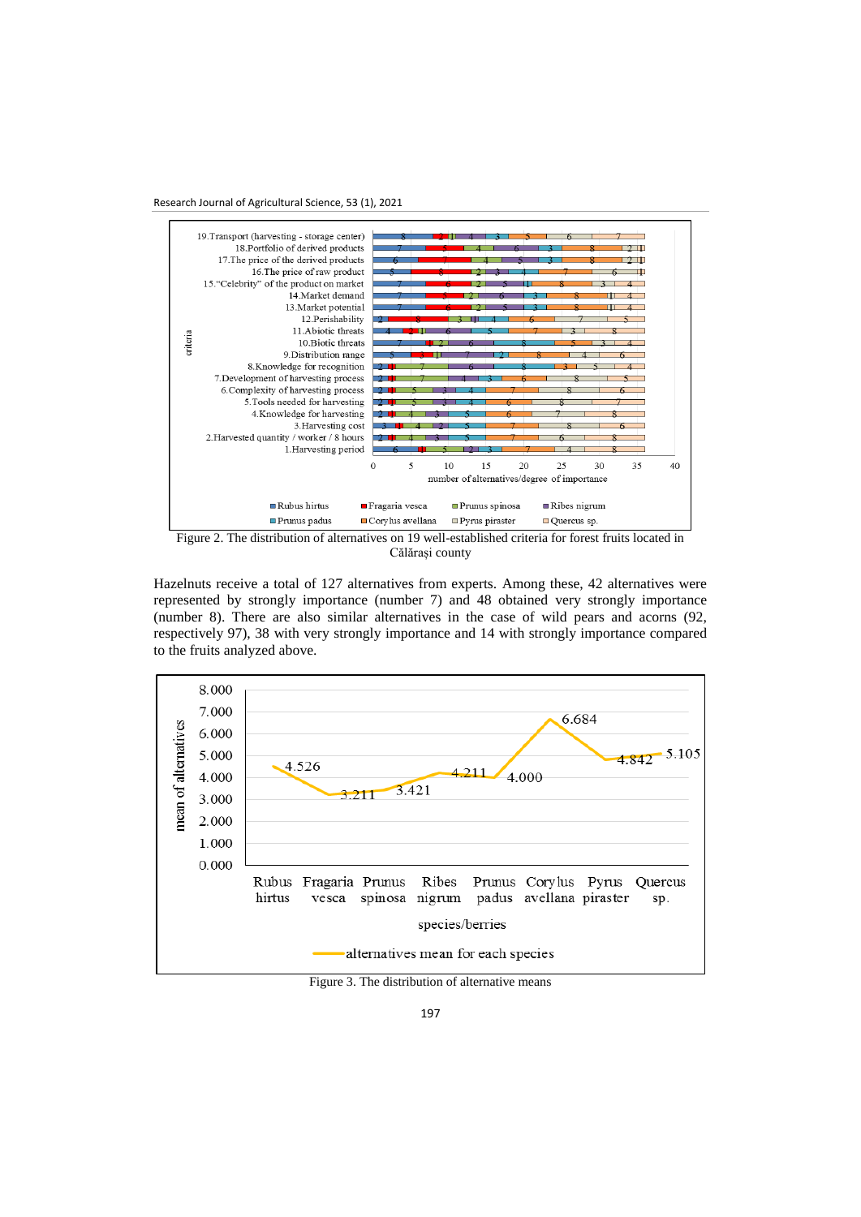Figure 2. The distribution of alternatives on 19 well-established criteria for forest fruits located in Călărași county

Hazelnuts receive a total of 127 alternatives from experts. Among these, 42 alternatives were represented by strongly importance (number 7) and 48 obtained very strongly importance (number 8). There are also similar alternatives in the case of wild pears and acorns (92, respectively 97), 38 with very strongly importance and 14 with strongly importance compared to the fruits analyzed above.

Figure 3. The distribution of alternative means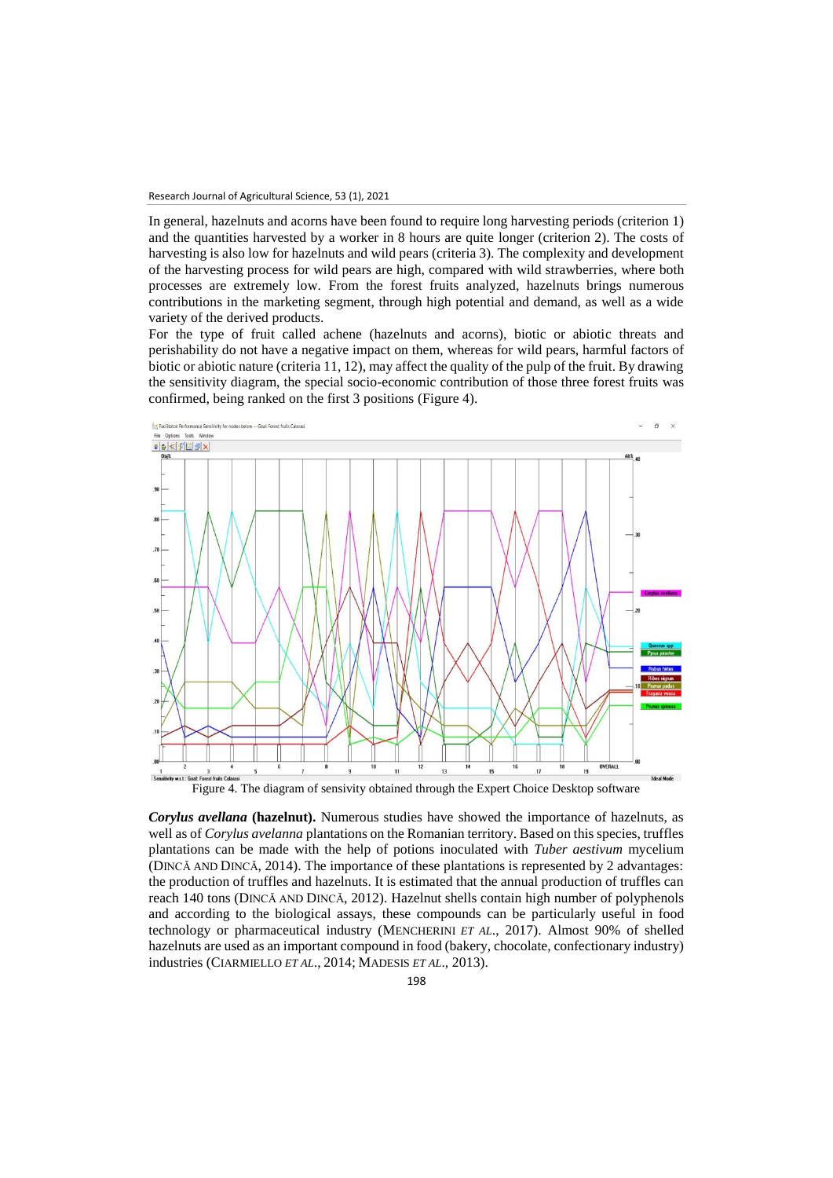In general, hazelnuts and acorns have been found to require long harvesting periods (criterion 1) and the quantities harvested by a worker in 8 hours are quite longer (criterion 2). The costs of harvesting is also low for hazelnuts and wild pears (criteria 3). The complexity and development of the harvesting process for wild pears are high, compared with wild strawberries, where both processes are extremely low. From the forest fruits analyzed, hazelnuts brings numerous contributions in the marketing segment, through high potential and demand, as well as a wide variety of the derived products.

For the type of fruit called achene (hazelnuts and acorns), biotic or abiotic threats and perishability do not have a negative impact on them, whereas for wild pears, harmful factors of biotic or abiotic nature (criteria 11, 12), may affect the quality of the pulp of the fruit. By drawing the sensitivity diagram, the special socio-economic contribution of those three forest fruits was confirmed, being ranked on the first 3 positions (Figure 4).

Figure 4. The diagram of sensivity obtained through the Expert Choice Desktop software

***Corylus avellana*** **(hazelnut).** Numerous studies have showed the importance of hazelnuts, as well as of *Corylus avelanna* plantations on the Romanian territory. Based on this species, truffles plantations can be made with the help of potions inoculated with *Tuber aestivum* mycelium (DINCĂ AND DINCĂ, 2014). The importance of these plantations is represented by 2 advantages: the production of truffles and hazelnuts. It is estimated that the annual production of truffles can reach 140 tons (DINCĂ AND DINCĂ, 2012). Hazelnut shells contain high number of polyphenols and according to the biological assays, these compounds can be particularly useful in food technology or pharmaceutical industry (MENCHERINI *ET AL.*, 2017). Almost 90% of shelled hazelnuts are used as an important compound in food (bakery, chocolate, confectionary industry) industries (CIARMIELLO *ET AL.*, 2014; MADESIS *ET AL.*, 2013).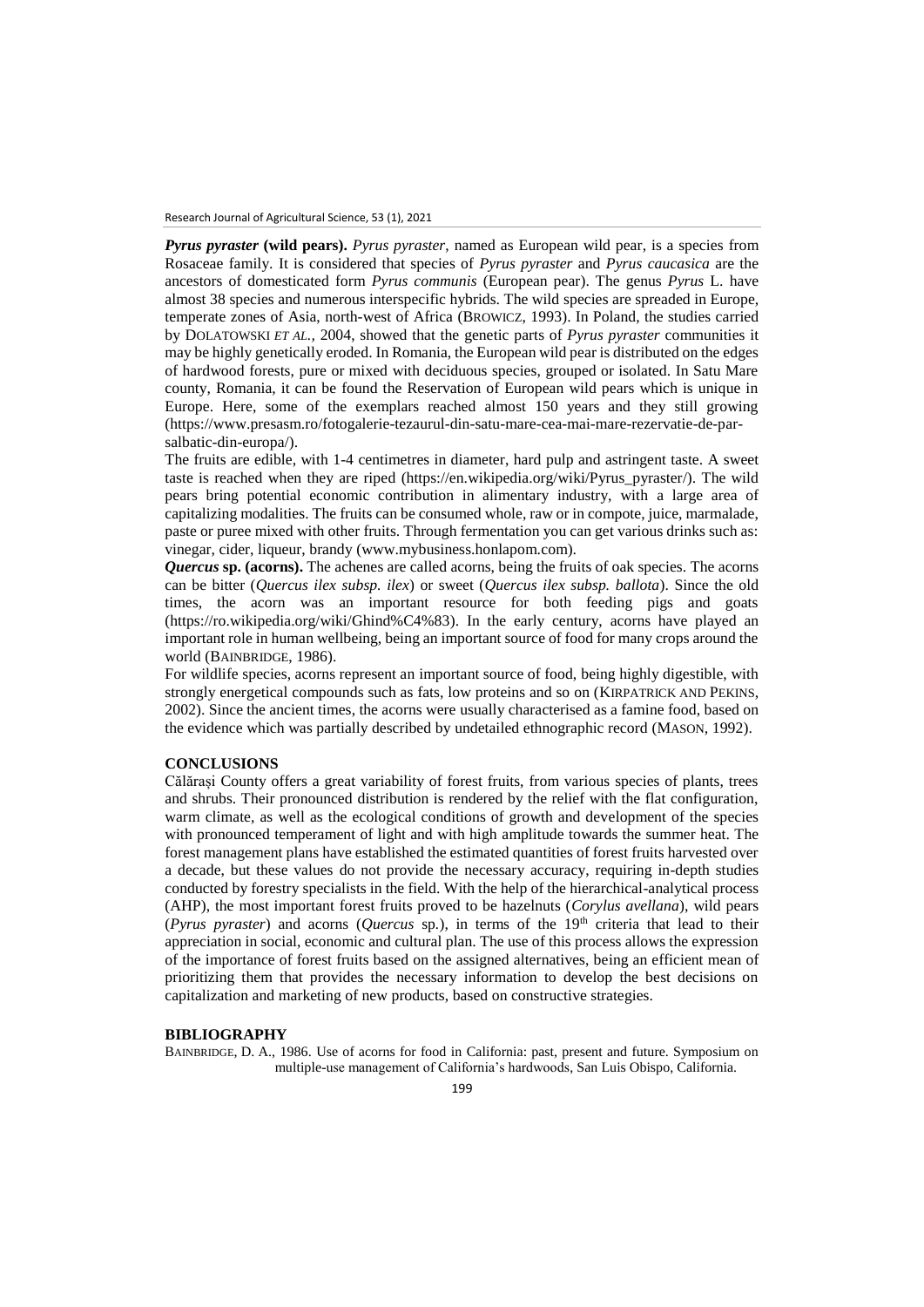***Pyrus pyraster* (wild pears).** *Pyrus pyraster*, named as European wild pear, is a species from Rosaceae family. It is considered that species of *Pyrus pyraster* and *Pyrus caucasica* are the ancestors of domesticated form *Pyrus communis* (European pear). The genus *Pyrus* L. have almost 38 species and numerous interspecific hybrids. The wild species are spreaded in Europe, temperate zones of Asia, north-west of Africa (BROWICZ, 1993). In Poland, the studies carried by DOLATOWSKI *ET AL.*, 2004, showed that the genetic parts of *Pyrus pyraster* communities it may be highly genetically eroded. In Romania, the European wild pear is distributed on the edges of hardwood forests, pure or mixed with deciduous species, grouped or isolated. In Satu Mare county, Romania, it can be found the Reservation of European wild pears which is unique in Europe. Here, some of the exemplars reached almost 150 years and they still growing (https://www.presasm.ro/fotogalerie-tezaurul-din-satu-mare-cea-mai-mare-rezervatie-de-par-salbatic-din-europa/).

The fruits are edible, with 1-4 centimetres in diameter, hard pulp and astringent taste. A sweet taste is reached when they are riped (https://en.wikipedia.org/wiki/Pyrus_pyraster/). The wild pears bring potential economic contribution in alimentary industry, with a large area of capitalizing modalities. The fruits can be consumed whole, raw or in compote, juice, marmalade, paste or puree mixed with other fruits. Through fermentation you can get various drinks such as: vinegar, cider, liqueur, brandy (www.mybusiness.honlapom.com).

***Quercus* sp. (acorns).** The achenes are called acorns, being the fruits of oak species. The acorns can be bitter (*Quercus ilex subsp. ilex*) or sweet (*Quercus ilex subsp. ballota*). Since the old times, the acorn was an important resource for both feeding pigs and goats (https://ro.wikipedia.org/wiki/Ghind%C4%83). In the early century, acorns have played an important role in human wellbeing, being an important source of food for many crops around the world (BAINBRIDGE, 1986).

For wildlife species, acorns represent an important source of food, being highly digestible, with strongly energetical compounds such as fats, low proteins and so on (KIRPATRICK AND PEKINS, 2002). Since the ancient times, the acorns were usually characterised as a famine food, based on the evidence which was partially described by undetailed ethnographic record (MASON, 1992).

## CONCLUSIONS

Călărași County offers a great variability of forest fruits, from various species of plants, trees and shrubs. Their pronounced distribution is rendered by the relief with the flat configuration, warm climate, as well as the ecological conditions of growth and development of the species with pronounced temperament of light and with high amplitude towards the summer heat. The forest management plans have established the estimated quantities of forest fruits harvested over a decade, but these values do not provide the necessary accuracy, requiring in-depth studies conducted by forestry specialists in the field. With the help of the hierarchical-analytical process (AHP), the most important forest fruits proved to be hazelnuts (*Corylus avellana*), wild pears (*Pyrus pyraster*) and acorns (*Quercus* sp.), in terms of the 19th criteria that lead to their appreciation in social, economic and cultural plan. The use of this process allows the expression of the importance of forest fruits based on the assigned alternatives, being an efficient mean of prioritizing them that provides the necessary information to develop the best decisions on capitalization and marketing of new products, based on constructive strategies.

## BIBLIOGRAPHY

BAINBRIDGE, D. A., 1986. Use of acorns for food in California: past, present and future. Symposium on multiple-use management of California's hardwoods, San Luis Obispo, California.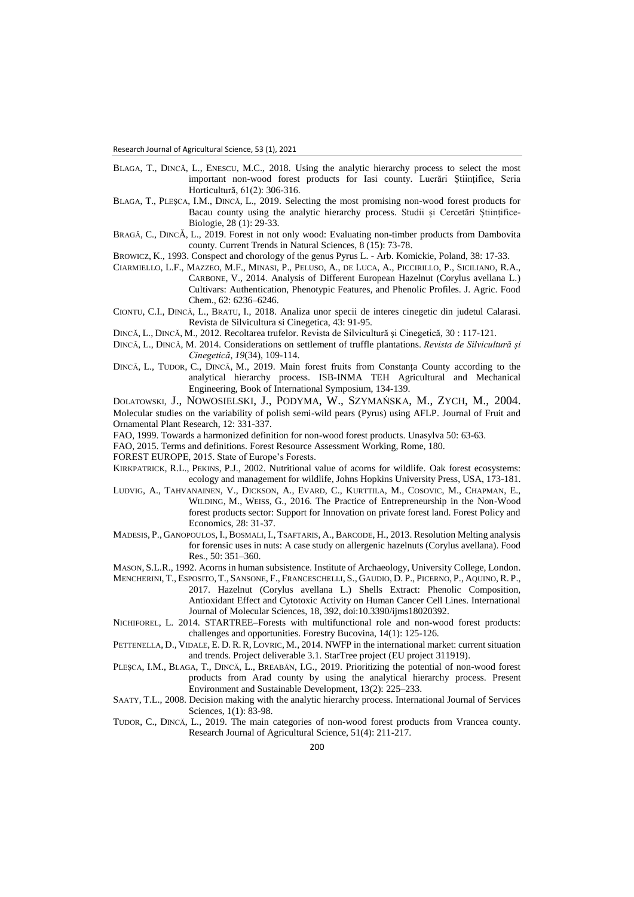BLAGA, T., DINCĂ, L., ENESCU, M.C., 2018. Using the analytic hierarchy process to select the most important non-wood forest products for Iasi county. Lucrări Științifice, Seria Horticultură, 61(2): 306-316.

BLAGA, T., PLEȘCA, I.M., DINCĂ, L., 2019. Selecting the most promising non-wood forest products for Bacau county using the analytic hierarchy process. Studii și Cercetări Științifice-Biologie, 28 (1): 29-33.

BRAGĂ, C., DINCĂ, L., 2019. Forest in not only wood: Evaluating non-timber products from Dambovita county. Current Trends in Natural Sciences, 8 (15): 73-78.

BROWICZ, K., 1993. Conspect and chorology of the genus Pyrus L. - Arb. Komickie, Poland, 38: 17-33.

CIARMIELLO, L.F., MAZZEO, M.F., MINASI, P., PELUSO, A., DE LUCA, A., PICCIRILLO, P., SICILIANO, R.A., CARBONE, V., 2014. Analysis of Different European Hazelnut (Corylus avellana L.) Cultivars: Authentication, Phenotypic Features, and Phenolic Profiles. J. Agric. Food Chem., 62: 6236–6246.

CIONTU, C.I., DINCĂ, L., BRATU, I., 2018. Analiza unor specii de interes cinegetic din judetul Calarasi. Revista de Silvicultura si Cinegetica, 43: 91-95.

DINCĂ, L., DINCĂ, M., 2012. Recoltarea trufelor. Revista de Silvicultură şi Cinegetică, 30 : 117-121.

DINCĂ, L., DINCĂ, M. 2014. Considerations on settlement of truffle plantations. *Revista de Silvicultură și Cinegetică*, *19*(34), 109-114.

DINCĂ, L., TUDOR, C., DINCĂ, M., 2019. Main forest fruits from Constanța County according to the analytical hierarchy process. ISB-INMA TEH Agricultural and Mechanical Engineering, Book of International Symposium, 134-139.

DOLATOWSKI, J., NOWOSIELSKI, J., PODYMA, W., SZYMAŃSKA, M., ZYCH, M., 2004. Molecular studies on the variability of polish semi-wild pears (Pyrus) using AFLP. Journal of Fruit and Ornamental Plant Research, 12: 331-337.

FAO, 1999. Towards a harmonized definition for non-wood forest products. Unasylva 50: 63-63.

FAO, 2015. Terms and definitions. Forest Resource Assessment Working, Rome, 180.

FOREST EUROPE, 2015. State of Europe's Forests.

KIRKPATRICK, R.L., PEKINS, P.J., 2002. Nutritional value of acorns for wildlife. Oak forest ecosystems: ecology and management for wildlife, Johns Hopkins University Press, USA, 173-181.

LUDVIG, A., TAHVANAINEN, V., DICKSON, A., EVARD, C., KURTTILA, M., COSOVIC, M., CHAPMAN, E., WILDING, M., WEISS, G., 2016. The Practice of Entrepreneurship in the Non-Wood forest products sector: Support for Innovation on private forest land. Forest Policy and Economics, 28: 31-37.

MADESIS, P., GANOPOULOS, I., BOSMALI, I., TSAFTARIS, A., BARCODE, H., 2013. Resolution Melting analysis for forensic uses in nuts: A case study on allergenic hazelnuts (Corylus avellana). Food Res., 50: 351–360.

MASON, S.L.R., 1992. Acorns in human subsistence. Institute of Archaeology, University College, London.

MENCHERINI, T., ESPOSITO, T., SANSONE, F., FRANCESCHELLI, S., GAUDIO, D. P., PICERNO, P., AQUINO, R. P., 2017. Hazelnut (Corylus avellana L.) Shells Extract: Phenolic Composition, Antioxidant Effect and Cytotoxic Activity on Human Cancer Cell Lines. International Journal of Molecular Sciences, 18, 392, doi:10.3390/ijms18020392.

NICHIFOREL, L. 2014. STARTREE–Forests with multifunctional role and non-wood forest products: challenges and opportunities. Forestry Bucovina, 14(1): 125-126.

PETTENELLA, D., VIDALE, E. D. R. R, LOVRIC, M., 2014. NWFP in the international market: current situation and trends. Project deliverable 3.1. StarTree project (EU project 311919).

PLEȘCA, I.M., BLAGA, T., DINCĂ, L., BREABĂN, I.G., 2019. Prioritizing the potential of non-wood forest products from Arad county by using the analytical hierarchy process. Present Environment and Sustainable Development, 13(2): 225–233.

SAATY, T.L., 2008. Decision making with the analytic hierarchy process. International Journal of Services Sciences, 1(1): 83-98.

TUDOR, C., DINCĂ, L., 2019. The main categories of non-wood forest products from Vrancea county. Research Journal of Agricultural Science, 51(4): 211-217.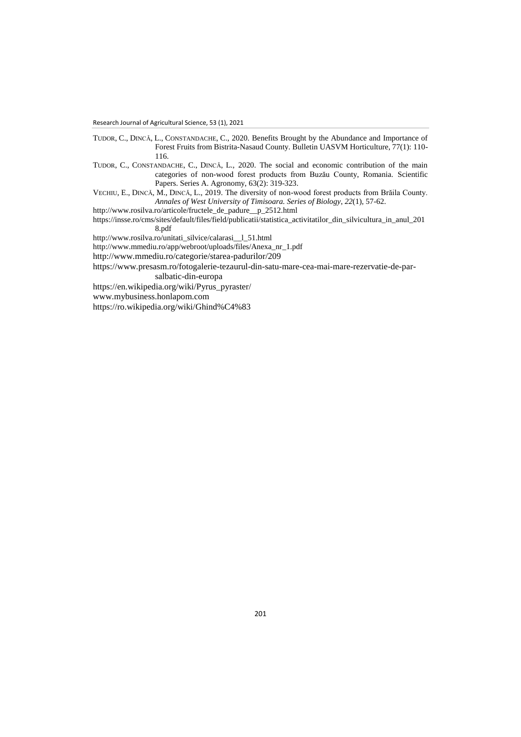TUDOR, C., DINCĂ, L., CONSTANDACHE, C., 2020. Benefits Brought by the Abundance and Importance of Forest Fruits from Bistrita-Nasaud County. Bulletin UASVM Horticulture, 77(1): 110-116.

TUDOR, C., CONSTANDACHE, C., DINCĂ, L., 2020. The social and economic contribution of the main categories of non-wood forest products from Buzău County, Romania. Scientific Papers. Series A. Agronomy, 63(2): 319-323.

VECHIU, E., DINCĂ, M., DINCĂ, L., 2019. The diversity of non-wood forest products from Brăila County. *Annales of West University of Timisoara. Series of Biology*, *22*(1), 57-62.

http://www.rosilva.ro/articole/fructele_de_padure__p_2512.html

https://insse.ro/cms/sites/default/files/field/publicatii/statistica_activitatilor_din_silvicultura_in_anul_2018.pdf

http://www.rosilva.ro/unitati_silvice/calarasi__l_51.html

http://www.mmediu.ro/app/webroot/uploads/files/Anexa_nr_1.pdf

http://www.mmediu.ro/categorie/starea-padurilor/209

https://www.presasm.ro/fotogalerie-tezaurul-din-satu-mare-cea-mai-mare-rezervatie-de-par-salbatic-din-europa

https://en.wikipedia.org/wiki/Pyrus_pyraster/

www.mybusiness.honlapom.com

https://ro.wikipedia.org/wiki/Ghind%C4%83